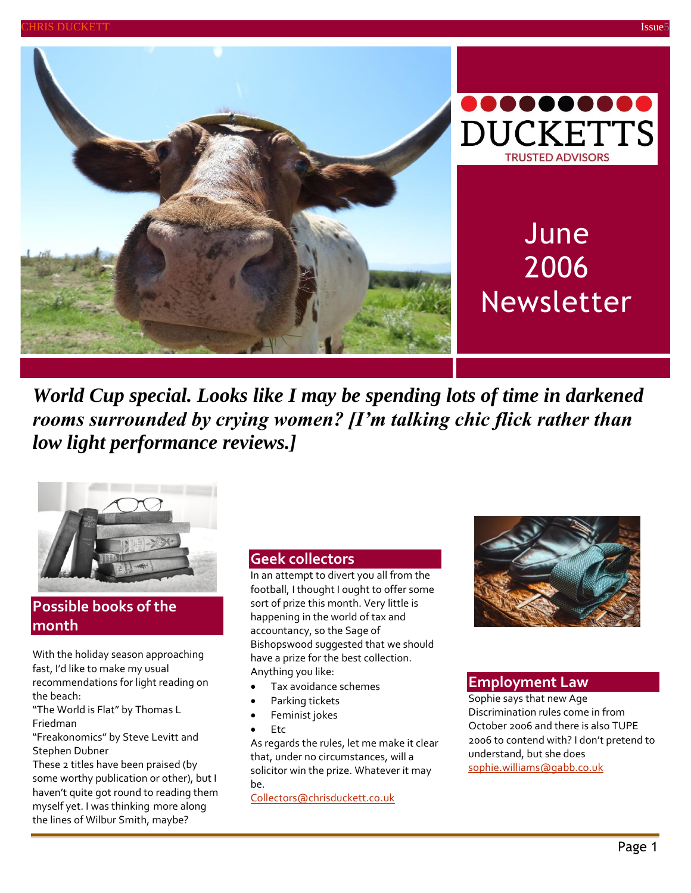DUCKETTS

TRUSTED ADVISORS

# June 2006 Newsletter

***World Cup special. Looks like I may be spending lots of time in darkened rooms surrounded by crying women? [I'm talking chic flick rather than low light performance reviews.]***

## Possible books of the month

With the holiday season approaching fast, I'd like to make my usual recommendations for light reading on the beach:

"The World is Flat" by Thomas L Friedman

"Freakonomics" by Steve Levitt and Stephen Dubner

These 2 titles have been praised (by some worthy publication or other), but I haven't quite got round to reading them myself yet. I was thinking more along the lines of Wilbur Smith, maybe?

## Geek collectors

In an attempt to divert you all from the football, I thought I ought to offer some sort of prize this month. Very little is happening in the world of tax and accountancy, so the Sage of Bishopswood suggested that we should have a prize for the best collection. Anything you like:

- Tax avoidance schemes
- Parking tickets
- Feminist jokes
- Etc

As regards the rules, let me make it clear that, under no circumstances, will a solicitor win the prize. Whatever it may be.

Collectors@chrisduckett.co.uk

## Employment Law

Sophie says that new Age Discrimination rules come in from October 2006 and there is also TUPE 2006 to contend with? I don't pretend to understand, but she does

sophie.williams@gabb.co.uk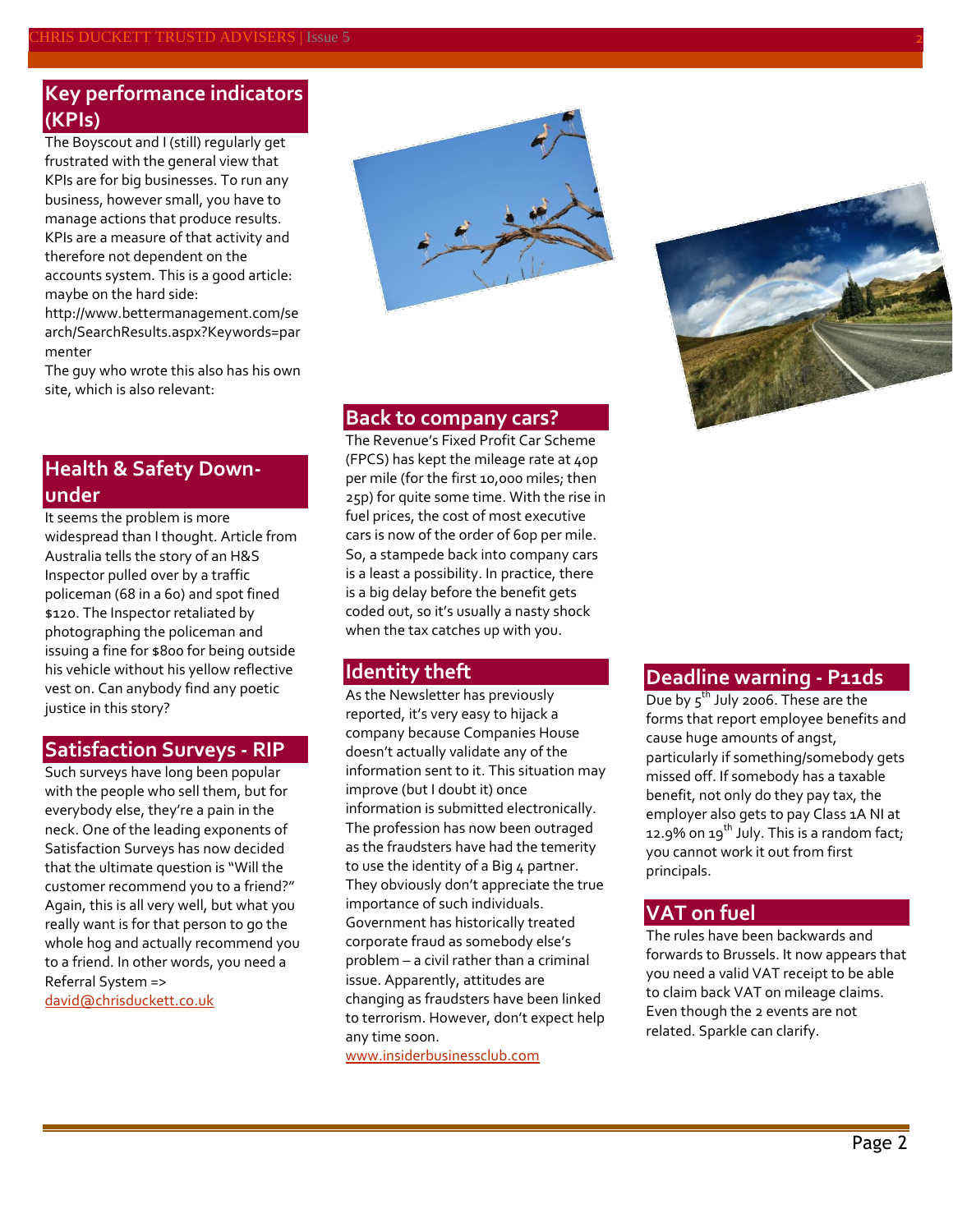## Key performance indicators (KPIs)

The Boyscout and I (still) regularly get frustrated with the general view that KPIs are for big businesses. To run any business, however small, you have to manage actions that produce results. KPIs are a measure of that activity and therefore not dependent on the accounts system. This is a good article: maybe on the hard side: http://www.bettermanagement.com/search/SearchResults.aspx?Keywords=parmenter

The guy who wrote this also has his own site, which is also relevant:

## Health & Safety Down-under

It seems the problem is more widespread than I thought. Article from Australia tells the story of an H&S Inspector pulled over by a traffic policeman (68 in a 60) and spot fined $120. The Inspector retaliated by photographing the policeman and issuing a fine for $800 for being outside his vehicle without his yellow reflective vest on. Can anybody find any poetic justice in this story?

## Satisfaction Surveys - RIP

Such surveys have long been popular with the people who sell them, but for everybody else, they're a pain in the neck. One of the leading exponents of Satisfaction Surveys has now decided that the ultimate question is "Will the customer recommend you to a friend?" Again, this is all very well, but what you really want is for that person to go the whole hog and actually recommend you to a friend. In other words, you need a Referral System => [david@chrisduckett.co.uk](mailto:david@chrisduckett.co.uk)

## Back to company cars?

The Revenue's Fixed Profit Car Scheme (FPCS) has kept the mileage rate at 40p per mile (for the first 10,000 miles; then 25p) for quite some time. With the rise in fuel prices, the cost of most executive cars is now of the order of 60p per mile. So, a stampede back into company cars is a least a possibility. In practice, there is a big delay before the benefit gets coded out, so it's usually a nasty shock when the tax catches up with you.

## Identity theft

As the Newsletter has previously reported, it's very easy to hijack a company because Companies House doesn't actually validate any of the information sent to it. This situation may improve (but I doubt it) once information is submitted electronically. The profession has now been outraged as the fraudsters have had the temerity to use the identity of a Big 4 partner. They obviously don't appreciate the true importance of such individuals. Government has historically treated corporate fraud as somebody else's problem – a civil rather than a criminal issue. Apparently, attitudes are changing as fraudsters have been linked to terrorism. However, don't expect help any time soon.

[www.insiderbusinessclub.com](http://www.insiderbusinessclub.com)

## Deadline warning - P11ds

Due by 5th July 2006. These are the forms that report employee benefits and cause huge amounts of angst, particularly if something/somebody gets missed off. If somebody has a taxable benefit, not only do they pay tax, the employer also gets to pay Class 1A NI at 12.9% on 19th July. This is a random fact; you cannot work it out from first principals.

## VAT on fuel

The rules have been backwards and forwards to Brussels. It now appears that you need a valid VAT receipt to be able to claim back VAT on mileage claims. Even though the 2 events are not related. Sparkle can clarify.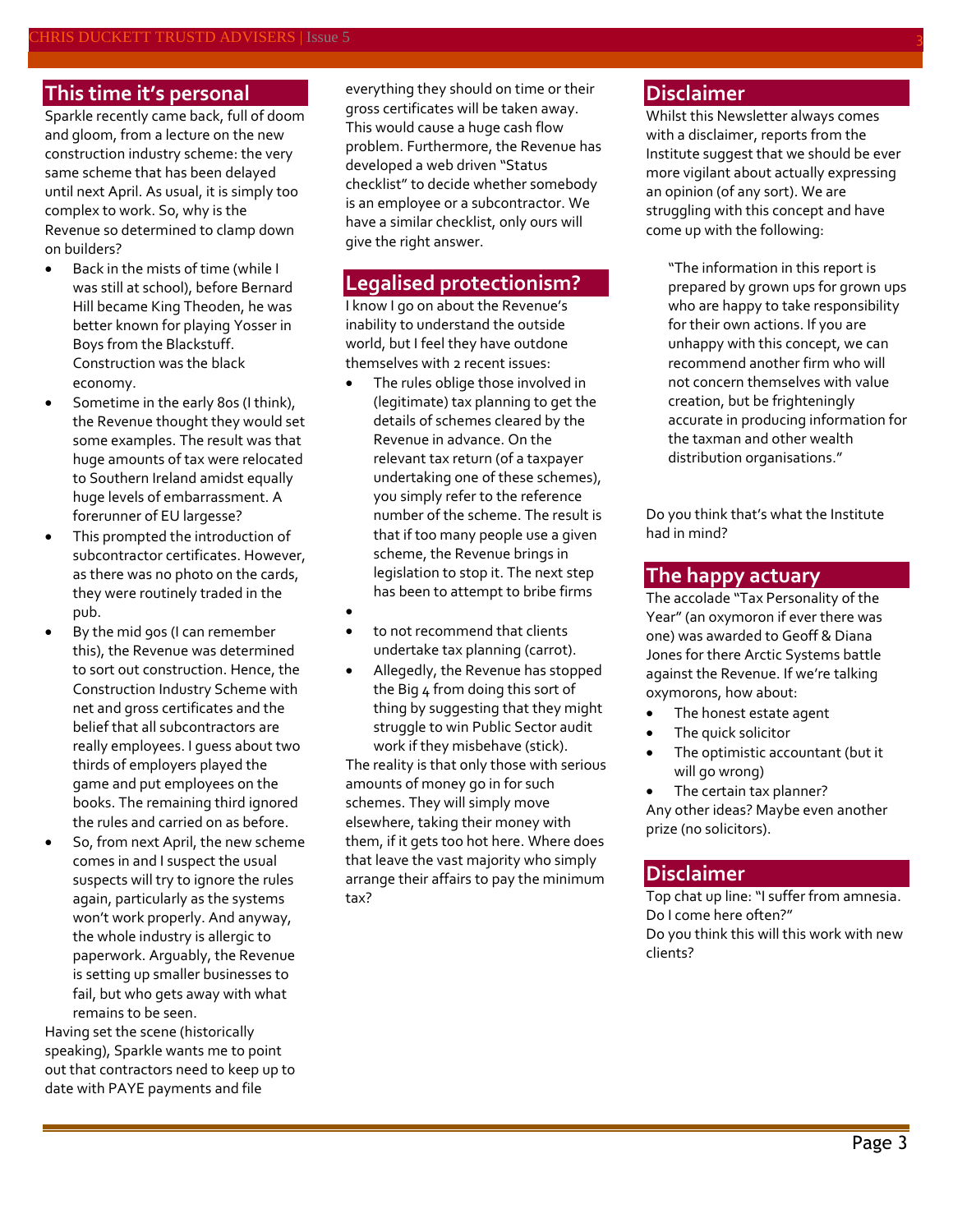## This time it's personal

Sparkle recently came back, full of doom and gloom, from a lecture on the new construction industry scheme: the very same scheme that has been delayed until next April. As usual, it is simply too complex to work. So, why is the Revenue so determined to clamp down on builders?

- Back in the mists of time (while I was still at school), before Bernard Hill became King Theoden, he was better known for playing Yosser in Boys from the Blackstuff. Construction was the black economy.
- Sometime in the early 80s (I think), the Revenue thought they would set some examples. The result was that huge amounts of tax were relocated to Southern Ireland amidst equally huge levels of embarrassment. A forerunner of EU largesse?
- This prompted the introduction of subcontractor certificates. However, as there was no photo on the cards, they were routinely traded in the pub.
- By the mid 90s (I can remember this), the Revenue was determined to sort out construction. Hence, the Construction Industry Scheme with net and gross certificates and the belief that all subcontractors are really employees. I guess about two thirds of employers played the game and put employees on the books. The remaining third ignored the rules and carried on as before.
- So, from next April, the new scheme comes in and I suspect the usual suspects will try to ignore the rules again, particularly as the systems won't work properly. And anyway, the whole industry is allergic to paperwork. Arguably, the Revenue is setting up smaller businesses to fail, but who gets away with what remains to be seen.

Having set the scene (historically speaking), Sparkle wants me to point out that contractors need to keep up to date with PAYE payments and file everything they should on time or their gross certificates will be taken away. This would cause a huge cash flow problem. Furthermore, the Revenue has developed a web driven "Status checklist" to decide whether somebody is an employee or a subcontractor. We have a similar checklist, only ours will give the right answer.

## Legalised protectionism?

I know I go on about the Revenue's inability to understand the outside world, but I feel they have outdone themselves with 2 recent issues:

- The rules oblige those involved in (legitimate) tax planning to get the details of schemes cleared by the Revenue in advance. On the relevant tax return (of a taxpayer undertaking one of these schemes), you simply refer to the reference number of the scheme. The result is that if too many people use a given scheme, the Revenue brings in legislation to stop it. The next step has been to attempt to bribe firms
- to not recommend that clients undertake tax planning (carrot).
- Allegedly, the Revenue has stopped the Big 4 from doing this sort of thing by suggesting that they might struggle to win Public Sector audit work if they misbehave (stick).

The reality is that only those with serious amounts of money go in for such schemes. They will simply move elsewhere, taking their money with them, if it gets too hot here. Where does that leave the vast majority who simply arrange their affairs to pay the minimum tax?

## Disclaimer

Whilst this Newsletter always comes with a disclaimer, reports from the Institute suggest that we should be ever more vigilant about actually expressing an opinion (of any sort). We are struggling with this concept and have come up with the following:

> "The information in this report is prepared by grown ups for grown ups who are happy to take responsibility for their own actions. If you are unhappy with this concept, we can recommend another firm who will not concern themselves with value creation, but be frighteningly accurate in producing information for the taxman and other wealth distribution organisations."

Do you think that's what the Institute had in mind?

## The happy actuary

The accolade "Tax Personality of the Year" (an oxymoron if ever there was one) was awarded to Geoff & Diana Jones for there Arctic Systems battle against the Revenue. If we're talking oxymorons, how about:

- The honest estate agent
- The quick solicitor
- The optimistic accountant (but it will go wrong)
- The certain tax planner?

Any other ideas? Maybe even another prize (no solicitors).

## Disclaimer

Top chat up line: "I suffer from amnesia. Do I come here often?"

Do you think this will this work with new clients?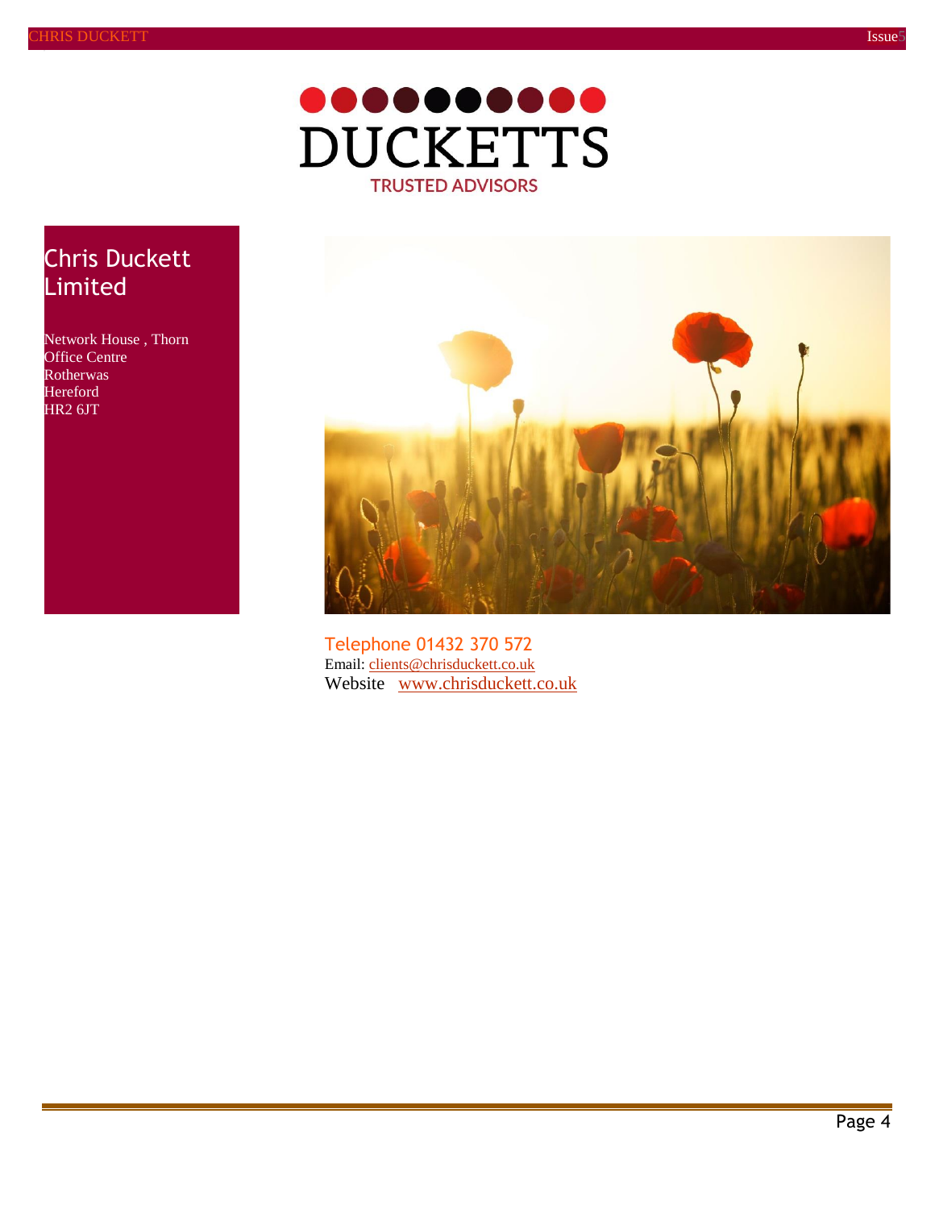DUCKETTS

TRUSTED ADVISORS

## Chris Duckett Limited

Network House , Thorn Office Centre
Rotherwas
Hereford
HR2 6JT

Telephone 01432 370 572

Email: clients@chrisduckett.co.uk

Website www.chrisduckett.co.uk